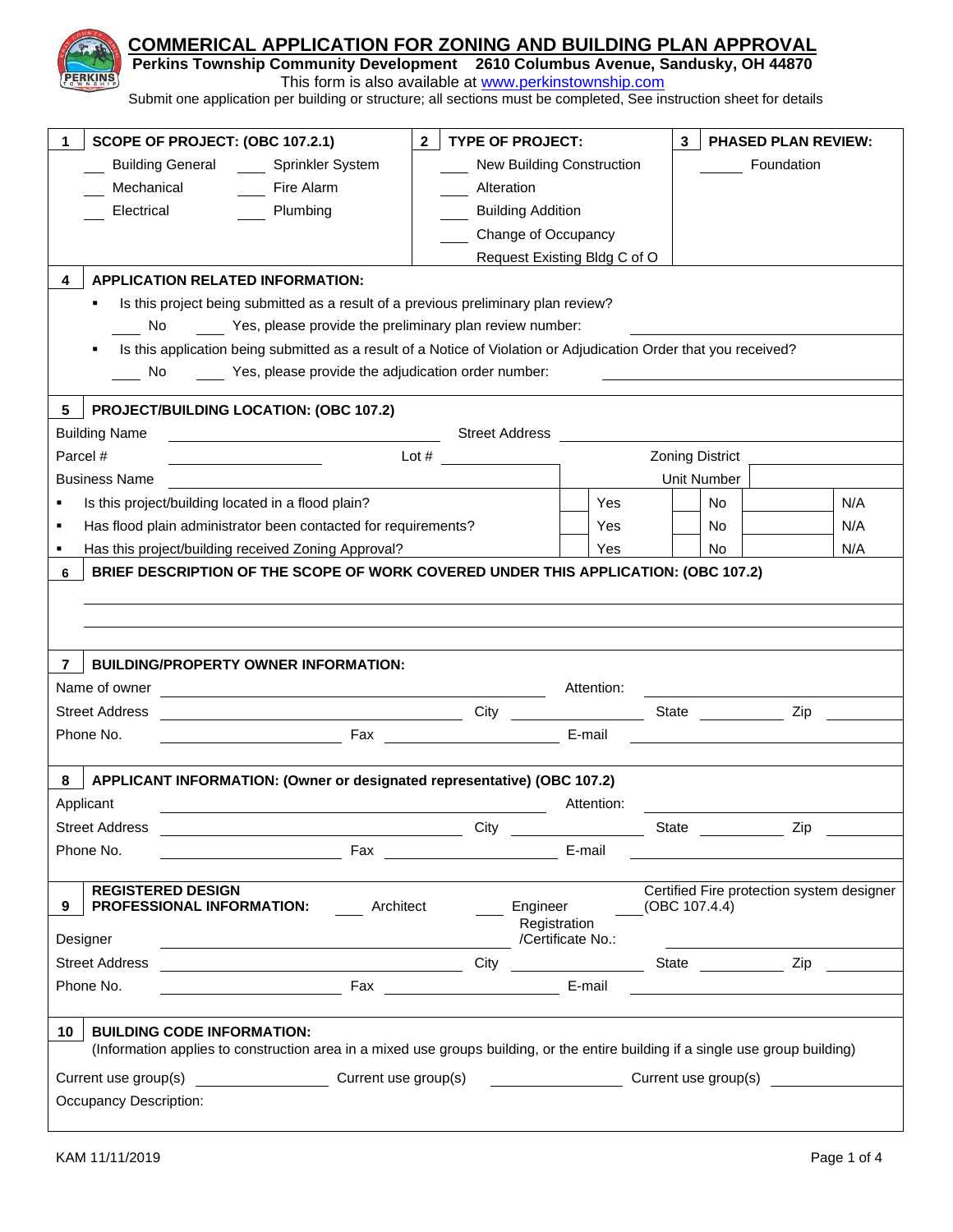# COMMERICAL APPLICATION FOR ZONING AND BUILDING PLAN APPROVAL

**Perkins Township Community Development 2610 Columbus Avenue, Sandusky, OH 44870**

This form is also available at www.perkinstownship.com

Submit one application per building or structure; all sections must be completed, See instruction sheet for details

| **1 SCOPE OF PROJECT: (OBC 107.2.1)** | | **2 TYPE OF PROJECT:** | **3 PHASED PLAN REVIEW:** |
|---|---|---|---|
| ___ Building General | ___ Sprinkler System | ___ New Building Construction | ___ Foundation |
| ___ Mechanical | ___ Fire Alarm | ___ Alteration | |
| ___ Electrical | ___ Plumbing | ___ Building Addition | |
| | | ___ Change of Occupancy | |
| | | ___ Request Existing Bldg C of O | |

**4 APPLICATION RELATED INFORMATION:**

- Is this project being submitted as a result of a previous preliminary plan review?
  ___ No ___ Yes, please provide the preliminary plan review number: ____________
- Is this application being submitted as a result of a Notice of Violation or Adjudication Order that you received?
  ___ No ___ Yes, please provide the adjudication order number: ____________

**5 PROJECT/BUILDING LOCATION: (OBC 107.2)**

Building Name ____________ Street Address ____________

Parcel # ____________ Lot # ____________ Zoning District ____________

Business Name ____________ Unit Number ____________

| | | | | | | |
|---|---|---|---|---|---|---|
| ▪ Is this project/building located in a flood plain? | | Yes | | No | | N/A |
| ▪ Has flood plain administrator been contacted for requirements? | | Yes | | No | | N/A |
| ▪ Has this project/building received Zoning Approval? | | Yes | | No | | N/A |

**6 BRIEF DESCRIPTION OF THE SCOPE OF WORK COVERED UNDER THIS APPLICATION: (OBC 107.2)**

____________

____________

**7 BUILDING/PROPERTY OWNER INFORMATION:**

Name of owner ____________ Attention: ____________

Street Address ____________ City ____________ State ____________ Zip ____________

Phone No. ____________ Fax ____________ E-mail ____________

**8 APPLICANT INFORMATION: (Owner or designated representative) (OBC 107.2)**

Applicant ____________ Attention: ____________

Street Address ____________ City ____________ State ____________ Zip ____________

Phone No. ____________ Fax ____________ E-mail ____________

**9 REGISTERED DESIGN PROFESSIONAL INFORMATION:** ___ Architect ___ Engineer ___ Certified Fire protection system designer (OBC 107.4.4)

Designer ____________ Registration /Certificate No.: ____________

Street Address ____________ City ____________ State ____________ Zip ____________

Phone No. ____________ Fax ____________ E-mail ____________

**10 BUILDING CODE INFORMATION:**

(Information applies to construction area in a mixed use groups building, or the entire building if a single use group building)

Current use group(s) ____________ Current use group(s) ____________ Current use group(s) ____________

Occupancy Description:

KAM 11/11/2019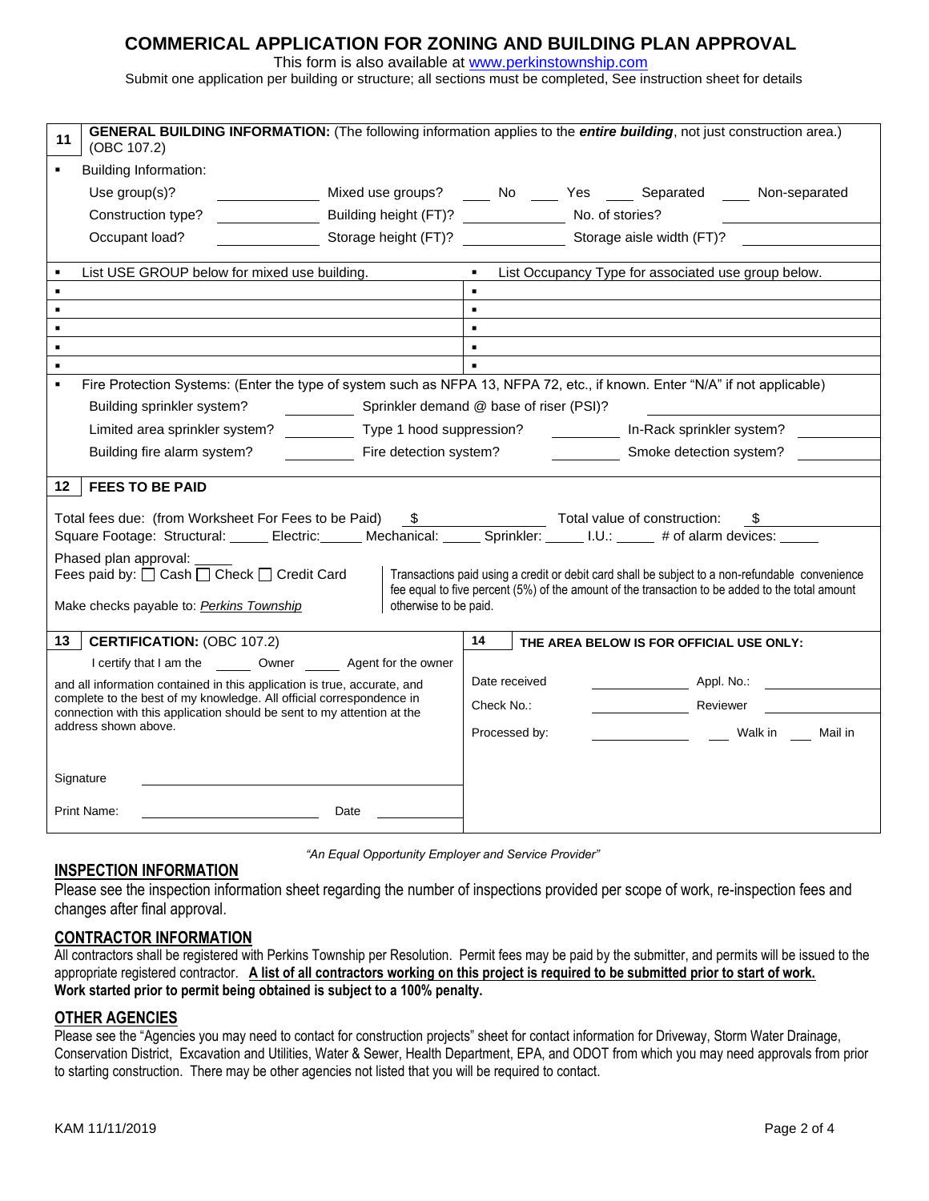# COMMERICAL APPLICATION FOR ZONING AND BUILDING PLAN APPROVAL

This form is also available at www.perkinstownship.com

Submit one application per building or structure; all sections must be completed, See instruction sheet for details

## 11 GENERAL BUILDING INFORMATION: (The following information applies to the ***entire building***, not just construction area.) (OBC 107.2)

- Building Information:

Use group(s)? ____________ Mixed use groups? ____ No ____ Yes ____ Separated ____ Non-separated

Construction type? ____________ Building height (FT)? ____________ No. of stories? ____________

Occupant load? ____________ Storage height (FT)? ____________ Storage aisle width (FT)? ____________

| List USE GROUP below for mixed use building. | List Occupancy Type for associated use group below. |
|---|---|
| ▪ | ▪ |
| ▪ | ▪ |
| ▪ | ▪ |
| ▪ | ▪ |
| ▪ | ▪ |

- Fire Protection Systems: (Enter the type of system such as NFPA 13, NFPA 72, etc., if known. Enter "N/A" if not applicable)

Building sprinkler system? ________ Sprinkler demand @ base of riser (PSI)? ____________

Limited area sprinkler system? ________ Type 1 hood suppression? ________ In-Rack sprinkler system? ________

Building fire alarm system? ________ Fire detection system? ________ Smoke detection system? ________

## 12 FEES TO BE PAID

Total fees due: (from Worksheet For Fees to be Paid) $ ____________ Total value of construction: $ ____________

Square Footage: Structural: _____ Electric: _____ Mechanical: _____ Sprinkler: _____ I.U.: _____ # of alarm devices: _____

Phased plan approval: _____

Fees paid by: ☐ Cash ☐ Check ☐ Credit Card

Make checks payable to: *Perkins Township*

Transactions paid using a credit or debit card shall be subject to a non-refundable convenience fee equal to five percent (5%) of the amount of the transaction to be added to the total amount otherwise to be paid.

## 13 CERTIFICATION: (OBC 107.2)

I certify that I am the _____ Owner _____ Agent for the owner

and all information contained in this application is true, accurate, and complete to the best of my knowledge. All official correspondence in connection with this application should be sent to my attention at the address shown above.

Signature ____________________

Print Name: ____________________ Date ____________

## 14 THE AREA BELOW IS FOR OFFICIAL USE ONLY:

Date received ____________ Appl. No.: ____________

Check No.: ____________ Reviewer ____________

Processed by: ____________ ___ Walk in ___ Mail in

*"An Equal Opportunity Employer and Service Provider"*

## INSPECTION INFORMATION

Please see the inspection information sheet regarding the number of inspections provided per scope of work, re-inspection fees and changes after final approval.

## CONTRACTOR INFORMATION

All contractors shall be registered with Perkins Township per Resolution. Permit fees may be paid by the submitter, and permits will be issued to the appropriate registered contractor. **A list of all contractors working on this project is required to be submitted prior to start of work.**
**Work started prior to permit being obtained is subject to a 100% penalty.**

## OTHER AGENCIES

Please see the "Agencies you may need to contact for construction projects" sheet for contact information for Driveway, Storm Water Drainage, Conservation District, Excavation and Utilities, Water & Sewer, Health Department, EPA, and ODOT from which you may need approvals from prior to starting construction. There may be other agencies not listed that you will be required to contact.

KAM 11/11/2019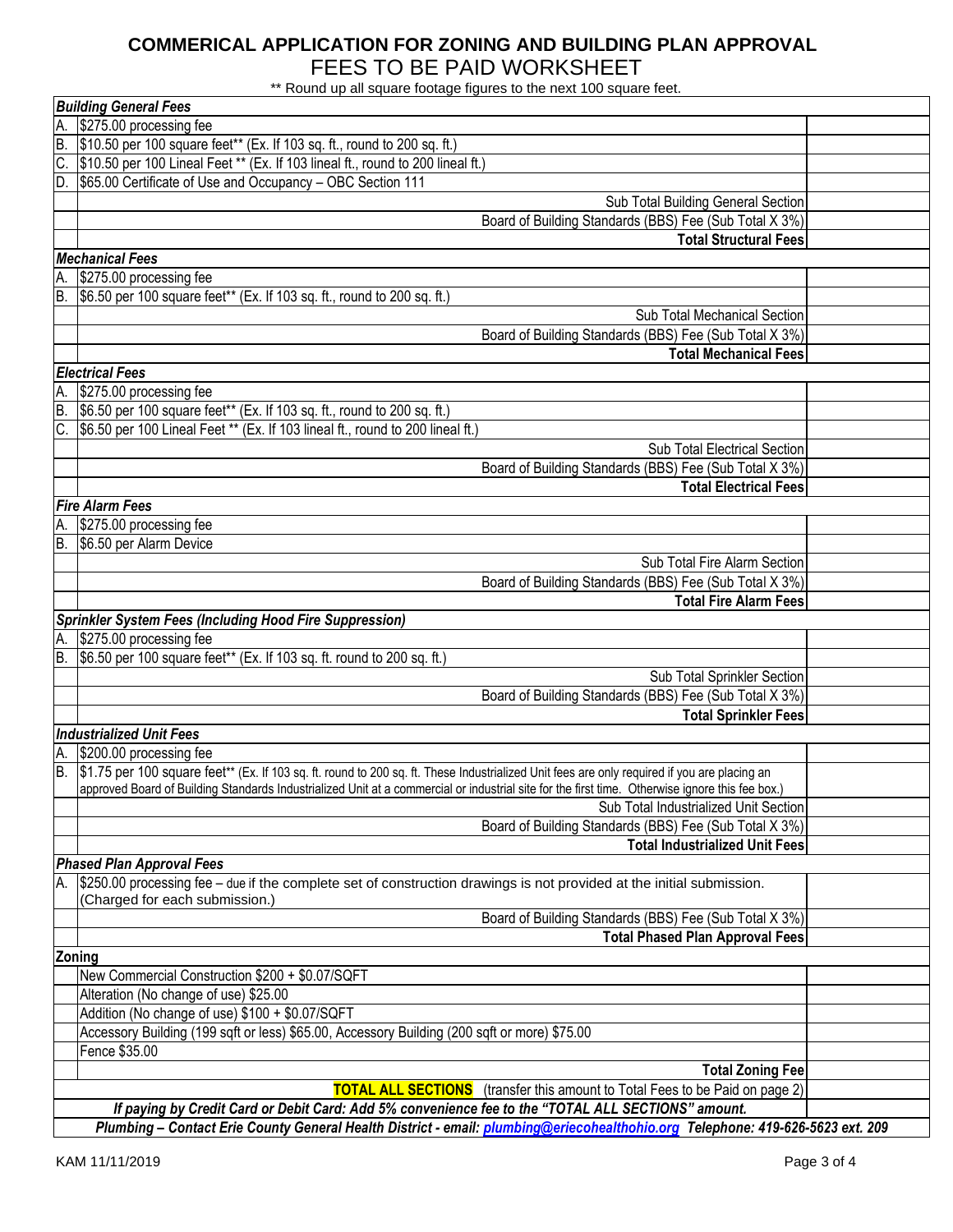# COMMERICAL APPLICATION FOR ZONING AND BUILDING PLAN APPROVAL

## FEES TO BE PAID WORKSHEET

** Round up all square footage figures to the next 100 square feet.

| | | |
|---|---|---|
| ***Building General Fees*** | | |
| A. | $275.00 processing fee | |
| B. | $10.50 per 100 square feet** (Ex. If 103 sq. ft., round to 200 sq. ft.) | |
| C. | $10.50 per 100 Lineal Feet ** (Ex. If 103 lineal ft., round to 200 lineal ft.) | |
| D. | $65.00 Certificate of Use and Occupancy – OBC Section 111 | |
| | Sub Total Building General Section | |
| | Board of Building Standards (BBS) Fee (Sub Total X 3%) | |
| | **Total Structural Fees** | |
| ***Mechanical Fees*** | | |
| A. | $275.00 processing fee | |
| B. | $6.50 per 100 square feet** (Ex. If 103 sq. ft., round to 200 sq. ft.) | |
| | Sub Total Mechanical Section | |
| | Board of Building Standards (BBS) Fee (Sub Total X 3%) | |
| | **Total Mechanical Fees** | |
| ***Electrical Fees*** | | |
| A. | $275.00 processing fee | |
| B. | $6.50 per 100 square feet** (Ex. If 103 sq. ft., round to 200 sq. ft.) | |
| C. | $6.50 per 100 Lineal Feet ** (Ex. If 103 lineal ft., round to 200 lineal ft.) | |
| | Sub Total Electrical Section | |
| | Board of Building Standards (BBS) Fee (Sub Total X 3%) | |
| | **Total Electrical Fees** | |
| ***Fire Alarm Fees*** | | |
| A. | $275.00 processing fee | |
| B. | $6.50 per Alarm Device | |
| | Sub Total Fire Alarm Section | |
| | Board of Building Standards (BBS) Fee (Sub Total X 3%) | |
| | **Total Fire Alarm Fees** | |
| ***Sprinkler System Fees (Including Hood Fire Suppression)*** | | |
| A. | $275.00 processing fee | |
| B. | $6.50 per 100 square feet** (Ex. If 103 sq. ft. round to 200 sq. ft.) | |
| | Sub Total Sprinkler Section | |
| | Board of Building Standards (BBS) Fee (Sub Total X 3%) | |
| | **Total Sprinkler Fees** | |
| ***Industrialized Unit Fees*** | | |
| A. | $200.00 processing fee | |
| B. | $1.75 per 100 square feet** (Ex. If 103 sq. ft. round to 200 sq. ft. These Industrialized Unit fees are only required if you are placing an approved Board of Building Standards Industrialized Unit at a commercial or industrial site for the first time. Otherwise ignore this fee box.) | |
| | Sub Total Industrialized Unit Section | |
| | Board of Building Standards (BBS) Fee (Sub Total X 3%) | |
| | **Total Industrialized Unit Fees** | |
| ***Phased Plan Approval Fees*** | | |
| A. | $250.00 processing fee – due if the complete set of construction drawings is not provided at the initial submission. (Charged for each submission.) | |
| | Board of Building Standards (BBS) Fee (Sub Total X 3%) | |
| | **Total Phased Plan Approval Fees** | |
| **Zoning** | | |
| | New Commercial Construction $200 + $0.07/SQFT | |
| | Alteration (No change of use) $25.00 | |
| | Addition (No change of use) $100 + $0.07/SQFT | |
| | Accessory Building (199 sqft or less) $65.00, Accessory Building (200 sqft or more) $75.00 | |
| | Fence $35.00 | |
| | **Total Zoning Fee** | |
| | **TOTAL ALL SECTIONS** (transfer this amount to Total Fees to be Paid on page 2) | |

***If paying by Credit Card or Debit Card: Add 5% convenience fee to the "TOTAL ALL SECTIONS" amount.***

***Plumbing – Contact Erie County General Health District - email: plumbing@eriecohealthohio.org Telephone: 419-626-5623 ext. 209***

KAM 11/11/2019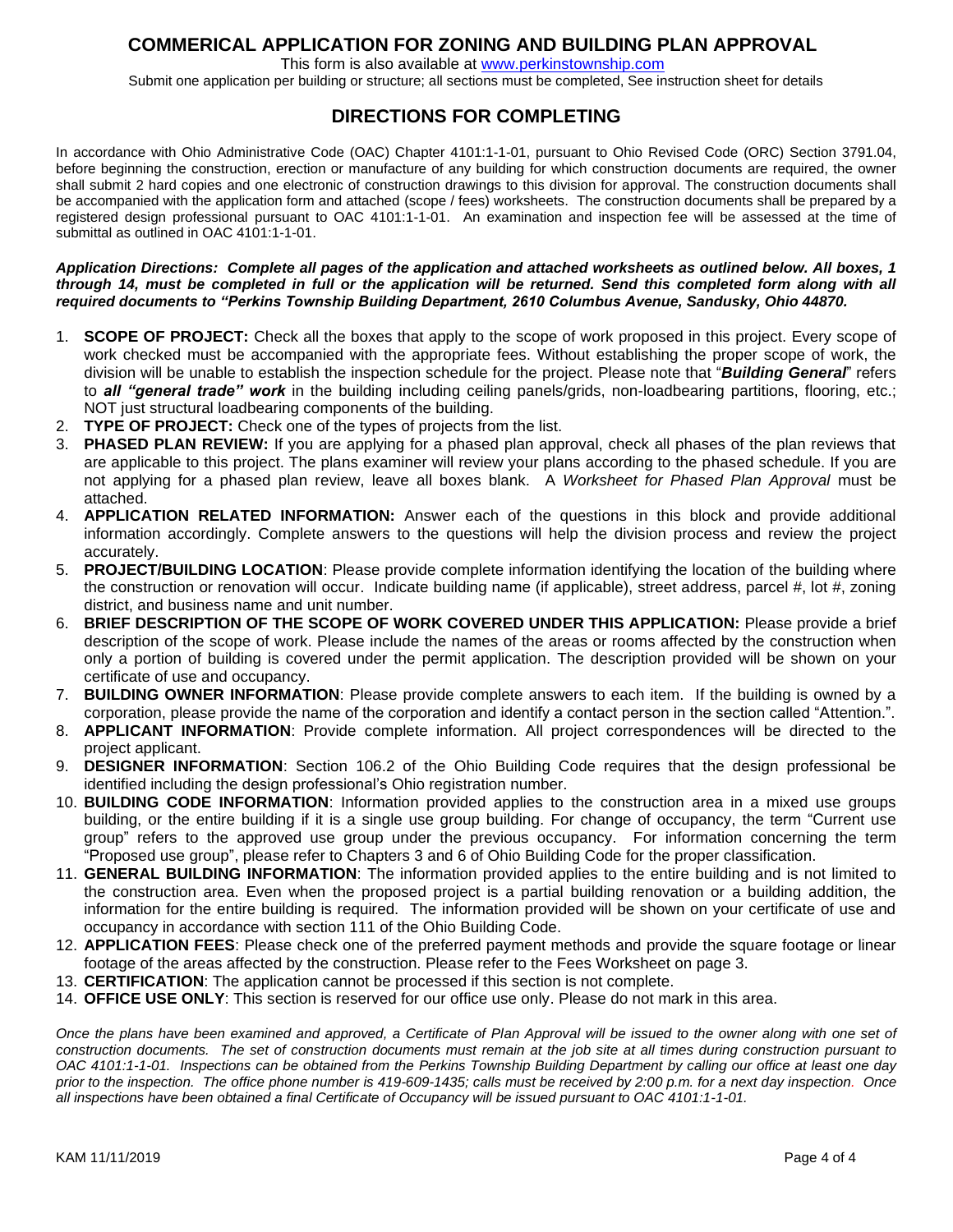# COMMERICAL APPLICATION FOR ZONING AND BUILDING PLAN APPROVAL

This form is also available at www.perkinstownship.com

Submit one application per building or structure; all sections must be completed, See instruction sheet for details

## DIRECTIONS FOR COMPLETING

In accordance with Ohio Administrative Code (OAC) Chapter 4101:1-1-01, pursuant to Ohio Revised Code (ORC) Section 3791.04, before beginning the construction, erection or manufacture of any building for which construction documents are required, the owner shall submit 2 hard copies and one electronic of construction drawings to this division for approval. The construction documents shall be accompanied with the application form and attached (scope / fees) worksheets. The construction documents shall be prepared by a registered design professional pursuant to OAC 4101:1-1-01. An examination and inspection fee will be assessed at the time of submittal as outlined in OAC 4101:1-1-01.

***Application Directions: Complete all pages of the application and attached worksheets as outlined below. All boxes, 1 through 14, must be completed in full or the application will be returned. Send this completed form along with all required documents to "Perkins Township Building Department, 2610 Columbus Avenue, Sandusky, Ohio 44870.***

1. **SCOPE OF PROJECT:** Check all the boxes that apply to the scope of work proposed in this project. Every scope of work checked must be accompanied with the appropriate fees. Without establishing the proper scope of work, the division will be unable to establish the inspection schedule for the project. Please note that "***Building General***" refers to ***all "general trade" work*** in the building including ceiling panels/grids, non-loadbearing partitions, flooring, etc.; NOT just structural loadbearing components of the building.
2. **TYPE OF PROJECT:** Check one of the types of projects from the list.
3. **PHASED PLAN REVIEW:** If you are applying for a phased plan approval, check all phases of the plan reviews that are applicable to this project. The plans examiner will review your plans according to the phased schedule. If you are not applying for a phased plan review, leave all boxes blank. A *Worksheet for Phased Plan Approval* must be attached.
4. **APPLICATION RELATED INFORMATION:** Answer each of the questions in this block and provide additional information accordingly. Complete answers to the questions will help the division process and review the project accurately.
5. **PROJECT/BUILDING LOCATION**: Please provide complete information identifying the location of the building where the construction or renovation will occur. Indicate building name (if applicable), street address, parcel #, lot #, zoning district, and business name and unit number.
6. **BRIEF DESCRIPTION OF THE SCOPE OF WORK COVERED UNDER THIS APPLICATION:** Please provide a brief description of the scope of work. Please include the names of the areas or rooms affected by the construction when only a portion of building is covered under the permit application. The description provided will be shown on your certificate of use and occupancy.
7. **BUILDING OWNER INFORMATION**: Please provide complete answers to each item. If the building is owned by a corporation, please provide the name of the corporation and identify a contact person in the section called "Attention.".
8. **APPLICANT INFORMATION**: Provide complete information. All project correspondences will be directed to the project applicant.
9. **DESIGNER INFORMATION**: Section 106.2 of the Ohio Building Code requires that the design professional be identified including the design professional's Ohio registration number.
10. **BUILDING CODE INFORMATION**: Information provided applies to the construction area in a mixed use groups building, or the entire building if it is a single use group building. For change of occupancy, the term "Current use group" refers to the approved use group under the previous occupancy. For information concerning the term "Proposed use group", please refer to Chapters 3 and 6 of Ohio Building Code for the proper classification.
11. **GENERAL BUILDING INFORMATION**: The information provided applies to the entire building and is not limited to the construction area. Even when the proposed project is a partial building renovation or a building addition, the information for the entire building is required. The information provided will be shown on your certificate of use and occupancy in accordance with section 111 of the Ohio Building Code.
12. **APPLICATION FEES**: Please check one of the preferred payment methods and provide the square footage or linear footage of the areas affected by the construction. Please refer to the Fees Worksheet on page 3.
13. **CERTIFICATION**: The application cannot be processed if this section is not complete.
14. **OFFICE USE ONLY**: This section is reserved for our office use only. Please do not mark in this area.

*Once the plans have been examined and approved, a Certificate of Plan Approval will be issued to the owner along with one set of construction documents. The set of construction documents must remain at the job site at all times during construction pursuant to OAC 4101:1-1-01. Inspections can be obtained from the Perkins Township Building Department by calling our office at least one day prior to the inspection. The office phone number is 419-609-1435; calls must be received by 2:00 p.m. for a next day inspection. Once all inspections have been obtained a final Certificate of Occupancy will be issued pursuant to OAC 4101:1-1-01.*

KAM 11/11/2019